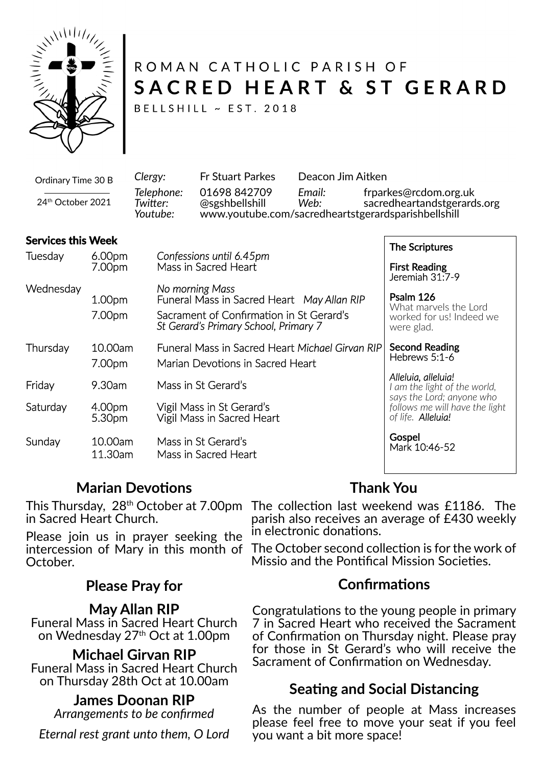ROMAN CATHOLIC PARISH OF

# SACRED HEART & ST GERARD

BELLSHILL ~ EST. 2018

Ordinary Time 30 B

24th October 2021

*Clergy:* Fr Stuart Parkes Deacon Jim Aitken
*Telephone:* 01698 842709 *Email:* frparkes@rcdom.org.uk
*Twitter:* @sgshbellshill *Web:* sacredheartandstgerards.org
*Youtube:* www.youtube.com/sacredheartstgerardsparishbellshill

**Services this Week**

| | | |
|---|---|---|
| Tuesday | 6.00pm | *Confessions until 6.45pm* |
| | 7.00pm | Mass in Sacred Heart |
| Wednesday | | *No morning Mass* |
| | 1.00pm | Funeral Mass in Sacred Heart *May Allan RIP* |
| | 7.00pm | Sacrament of Confirmation in St Gerard's *St Gerard's Primary School, Primary 7* |
| Thursday | 10.00am | Funeral Mass in Sacred Heart *Michael Girvan RIP* |
| | 7.00pm | Marian Devotions in Sacred Heart |
| Friday | 9.30am | Mass in St Gerard's |
| Saturday | 4.00pm | Vigil Mass in St Gerard's |
| | 5.30pm | Vigil Mass in Sacred Heart |
| Sunday | 10.00am | Mass in St Gerard's |
| | 11.30am | Mass in Sacred Heart |

**The Scriptures**

**First Reading**
Jeremiah 31:7-9

**Psalm 126**
What marvels the Lord worked for us! Indeed we were glad.

**Second Reading**
Hebrews 5:1-6

*Alleluia, alleluia!*
*I am the light of the world, says the Lord; anyone who follows me will have the light of life.* ***Alleluia!***

**Gospel**
Mark 10:46-52

## Marian Devotions

This Thursday, 28th October at 7.00pm in Sacred Heart Church.

Please join us in prayer seeking the intercession of Mary in this month of October.

## Please Pray for

### May Allan RIP

Funeral Mass in Sacred Heart Church on Wednesday 27th Oct at 1.00pm

### Michael Girvan RIP

Funeral Mass in Sacred Heart Church on Thursday 28th Oct at 10.00am

### James Doonan RIP

*Arrangements to be confirmed*

*Eternal rest grant unto them, O Lord*

## Thank You

The collection last weekend was £1186. The parish also receives an average of £430 weekly in electronic donations.

The October second collection is for the work of Missio and the Pontifical Mission Societies.

## Confirmations

Congratulations to the young people in primary 7 in Sacred Heart who received the Sacrament of Confirmation on Thursday night. Please pray for those in St Gerard's who will receive the Sacrament of Confirmation on Wednesday.

## Seating and Social Distancing

As the number of people at Mass increases please feel free to move your seat if you feel you want a bit more space!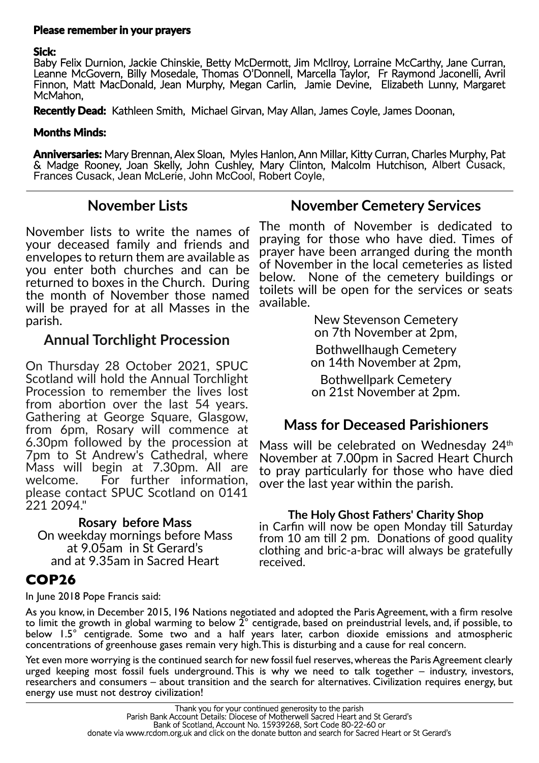**Please remember in your prayers**

**Sick:**
Baby Felix Durnion, Jackie Chinskie, Betty McDermott, Jim McIlroy, Lorraine McCarthy, Jane Curran, Leanne McGovern, Billy Mosedale, Thomas O'Donnell, Marcella Taylor, Fr Raymond Jaconelli, Avril Finnon, Matt MacDonald, Jean Murphy, Megan Carlin, Jamie Devine, Elizabeth Lunny, Margaret McMahon,

**Recently Dead:** Kathleen Smith, Michael Girvan, May Allan, James Coyle, James Doonan,

**Months Minds:**

**Anniversaries:** Mary Brennan, Alex Sloan, Myles Hanlon, Ann Millar, Kitty Curran, Charles Murphy, Pat & Madge Rooney, Joan Skelly, John Cushley, Mary Clinton, Malcolm Hutchison, Albert Cusack, Frances Cusack, Jean McLerie, John McCool, Robert Coyle,

## November Lists

November lists to write the names of your deceased family and friends and envelopes to return them are available as you enter both churches and can be returned to boxes in the Church. During the month of November those named will be prayed for at all Masses in the parish.

## Annual Torchlight Procession

On Thursday 28 October 2021, SPUC Scotland will hold the Annual Torchlight Procession to remember the lives lost from abortion over the last 54 years. Gathering at George Square, Glasgow, from 6pm, Rosary will commence at 6.30pm followed by the procession at 7pm to St Andrew's Cathedral, where Mass will begin at 7.30pm. All are welcome. For further information, please contact SPUC Scotland on 0141 221 2094."

**Rosary before Mass**
On weekday mornings before Mass at 9.05am in St Gerard's and at 9.35am in Sacred Heart

## November Cemetery Services

The month of November is dedicated to praying for those who have died. Times of prayer have been arranged during the month of November in the local cemeteries as listed below. None of the cemetery buildings or toilets will be open for the services or seats available.

New Stevenson Cemetery on 7th November at 2pm,

Bothwellhaugh Cemetery on 14th November at 2pm,

Bothwellpark Cemetery on 21st November at 2pm.

## Mass for Deceased Parishioners

Mass will be celebrated on Wednesday 24th November at 7.00pm in Sacred Heart Church to pray particularly for those who have died over the last year within the parish.

**The Holy Ghost Fathers' Charity Shop**
in Carfin will now be open Monday till Saturday from 10 am till 2 pm. Donations of good quality clothing and bric-a-brac will always be gratefully received.

## COP26

In June 2018 Pope Francis said:

As you know, in December 2015, 196 Nations negotiated and adopted the Paris Agreement, with a firm resolve to limit the growth in global warming to below 2° centigrade, based on preindustrial levels, and, if possible, to below 1.5° centigrade. Some two and a half years later, carbon dioxide emissions and atmospheric concentrations of greenhouse gases remain very high. This is disturbing and a cause for real concern.

Yet even more worrying is the continued search for new fossil fuel reserves, whereas the Paris Agreement clearly urged keeping most fossil fuels underground. This is why we need to talk together – industry, investors, researchers and consumers – about transition and the search for alternatives. Civilization requires energy, but energy use must not destroy civilization!

Thank you for your continued generosity to the parish
Parish Bank Account Details: Diocese of Motherwell Sacred Heart and St Gerard's
Bank of Scotland, Account No. 15939268, Sort Code 80-22-60 or
donate via www.rcdom.org.uk and click on the donate button and search for Sacred Heart or St Gerard's